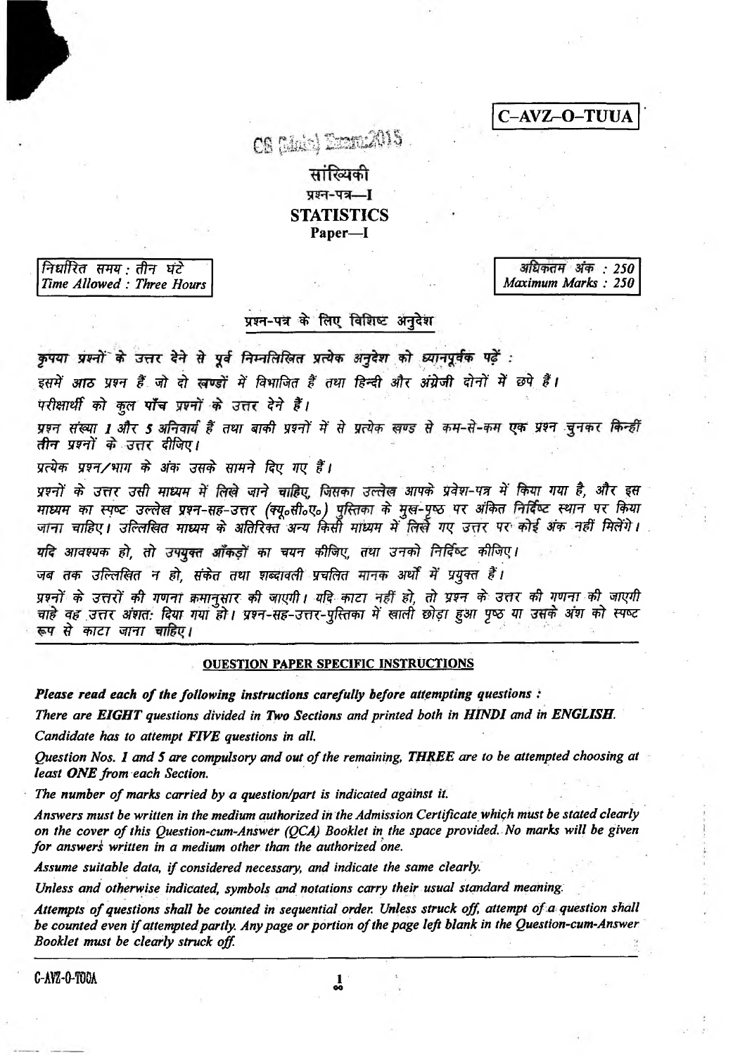**C–AVZ–O–TUUA**

CS (Main) Exam:2015

# सांख्यिकी

## प्रश्न-पत्र—I

# STATISTICS

## Paper—I

| निर्धारित समय : तीन घंटे<br>*Time Allowed : Three Hours* | अधिकतम अंक : 250<br>*Maximum Marks : 250* |
|---|---|

### प्रश्न-पत्र के लिए विशिष्ट अनुदेश

*कृपया प्रश्नों के उत्तर देने से पूर्व निम्नलिखित प्रत्येक अनुदेश को ध्यानपूर्वक पढ़ें :*

*इसमें आठ प्रश्न हैं जो दो खण्डों में विभाजित हैं तथा हिन्दी और अंग्रेजी दोनों में छपे हैं।*

*परीक्षार्थी को कुल पाँच प्रश्नों के उत्तर देने हैं।*

*प्रश्न संख्या 1 और 5 अनिवार्य हैं तथा बाकी प्रश्नों में से प्रत्येक खण्ड से कम-से-कम एक प्रश्न चुनकर किन्हीं तीन प्रश्नों के उत्तर दीजिए।*

*प्रत्येक प्रश्न/भाग के अंक उसके सामने दिए गए हैं।*

*प्रश्नों के उत्तर उसी माध्यम में लिखे जाने चाहिए, जिसका उल्लेख आपके प्रवेश-पत्र में किया गया है, और इस माध्यम का स्पष्ट उल्लेख प्रश्न-सह-उत्तर (क्यू०सी०ए०) पुस्तिका के मुख-पृष्ठ पर अंकित निर्दिष्ट स्थान पर किया जाना चाहिए। उल्लिखित माध्यम के अतिरिक्त अन्य किसी माध्यम में लिखे गए उत्तर पर कोई अंक नहीं मिलेंगे।*

*यदि आवश्यक हो, तो उपयुक्त आँकड़ों का चयन कीजिए, तथा उनको निर्दिष्ट कीजिए।*

*जब तक उल्लिखित न हो, संकेत तथा शब्दावली प्रचलित मानक अर्थों में प्रयुक्त हैं।*

*प्रश्नों के उत्तरों की गणना क्रमानुसार की जाएगी। यदि काटा नहीं हो, तो प्रश्न के उत्तर की गणना की जाएगी चाहे वह उत्तर अंशतः दिया गया हो। प्रश्न-सह-उत्तर-पुस्तिका में खाली छोड़ा हुआ पृष्ठ या उसके अंश को स्पष्ट रूप से काटा जाना चाहिए।*

---

### QUESTION PAPER SPECIFIC INSTRUCTIONS

***Please read each of the following instructions carefully before attempting questions :***

*There are EIGHT questions divided in Two Sections and printed both in HINDI and in ENGLISH.*

*Candidate has to attempt FIVE questions in all.*

*Question Nos. 1 and 5 are compulsory and out of the remaining, THREE are to be attempted choosing at least ONE from each Section.*

*The number of marks carried by a question/part is indicated against it.*

*Answers must be written in the medium authorized in the Admission Certificate which must be stated clearly on the cover of this Question-cum-Answer (QCA) Booklet in the space provided. No marks will be given for answers written in a medium other than the authorized one.*

*Assume suitable data, if considered necessary, and indicate the same clearly.*

*Unless and otherwise indicated, symbols and notations carry their usual standard meaning.*

*Attempts of questions shall be counted in sequential order. Unless struck off, attempt of a question shall be counted even if attempted partly. Any page or portion of the page left blank in the Question-cum-Answer Booklet must be clearly struck off.*

C-AVZ-O-TUUA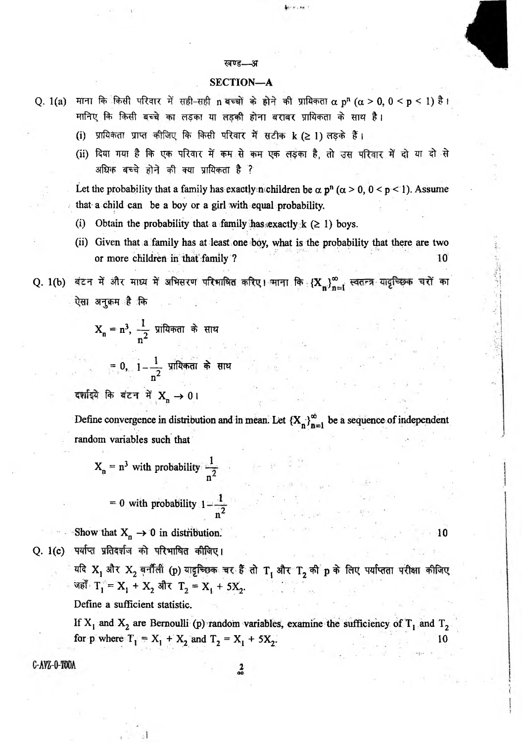खण्ड—अ

## SECTION—A

**Q. 1(a)** माना कि किसी परिवार में सही-सही n बच्चों के होने की प्रायिकता $\alpha p^n$ $(\alpha > 0, 0 < p < 1)$ है। मानिए कि किसी बच्चे का लड़का या लड़की होना बराबर प्रायिकता के साथ है।

(i) प्रायिकता प्राप्त कीजिए कि किसी परिवार में सटीक $k$ $(\geq 1)$ लड़के हैं।

(ii) दिया गया है कि एक परिवार में कम से कम एक लड़का है, तो उस परिवार में दो या दो से अधिक बच्चे होने की क्या प्रायिकता है ?

Let the probability that a family has exactly n children be $\alpha p^n$ $(\alpha > 0, 0 < p < 1)$. Assume that a child can be a boy or a girl with equal probability.

(i) Obtain the probability that a family has exactly $k$ $(\geq 1)$ boys.

(ii) Given that a family has at least one boy, what is the probability that there are two or more children in that family ? 10

**Q. 1(b)** बंटन में और माध्य में अभिसरण परिभाषित करिए। माना कि $\{X_n\}_{n=1}^{\infty}$ स्वतन्त्र यादृच्छिक चरों का ऐसा अनुक्रम है कि

$$X_n = n^3, \ \frac{1}{n^2} \text{ प्रायिकता के साथ}$$

$$= 0, \ 1 - \frac{1}{n^2} \text{ प्रायिकता के साथ}$$

दर्शाइये कि बंटन में $X_n \to 0$।

Define convergence in distribution and in mean. Let $\{X_n\}_{n=1}^{\infty}$ be a sequence of independent random variables such that

$$X_n = n^3 \text{ with probability } \frac{1}{n^2}$$

$$= 0 \text{ with probability } 1 - \frac{1}{n^2}$$

Show that $X_n \to 0$ in distribution. 10

**Q. 1(c)** पर्याप्त प्रतिदर्शज को परिभाषित कीजिए।

यदि $X_1$ और $X_2$ बर्नौली (p) यादृच्छिक चर हैं तो $T_1$ और $T_2$ की p के लिए पर्याप्तता परीक्षा कीजिए जहाँ $T_1 = X_1 + X_2$ और $T_2 = X_1 + 5X_2$.

Define a sufficient statistic.

If $X_1$ and $X_2$ are Bernoulli (p) random variables, examine the sufficiency of $T_1$ and $T_2$ for p where $T_1 = X_1 + X_2$ and $T_2 = X_1 + 5X_2$. 10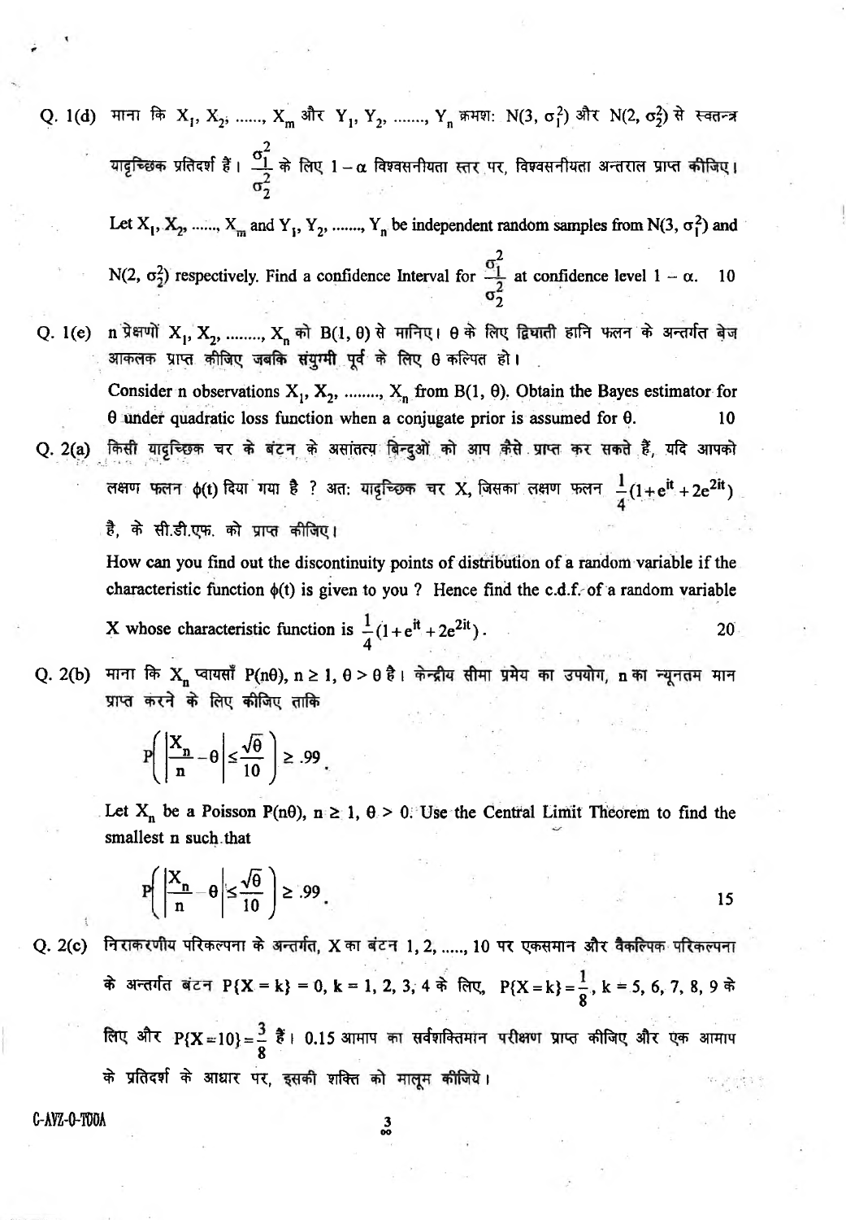Q. 1(d) माना कि $X_1, X_2, \ldots\ldots, X_m$ और $Y_1, Y_2, \ldots\ldots, Y_n$ क्रमशः $N(3, \sigma_1^2)$ और $N(2, \sigma_2^2)$ से स्वतन्त्र यादृच्छिक प्रतिदर्श हैं। $\frac{\sigma_1^2}{\sigma_2^2}$ के लिए $1 - \alpha$ विश्वसनीयता स्तर पर, विश्वसनीयता अन्तराल प्राप्त कीजिए।

Let $X_1, X_2, \ldots\ldots, X_m$ and $Y_1, Y_2, \ldots\ldots, Y_n$ be independent random samples from $N(3, \sigma_1^2)$ and $N(2, \sigma_2^2)$ respectively. Find a confidence Interval for $\frac{\sigma_1^2}{\sigma_2^2}$ at confidence level $1 - \alpha$. 10

Q. 1(e) n प्रेक्षणों $X_1, X_2, \ldots\ldots, X_n$ को $B(1, \theta)$ से मानिए। $\theta$ के लिए द्विघाती हानि फलन के अन्तर्गत बेज आकलक प्राप्त कीजिए जबकि संयुग्मी पूर्व के लिए $\theta$ कल्पित हो।

Consider n observations $X_1, X_2, \ldots\ldots, X_n$ from $B(1, \theta)$. Obtain the Bayes estimator for $\theta$ under quadratic loss function when a conjugate prior is assumed for $\theta$. 10

Q. 2(a) किसी यादृच्छिक चर के बंटन के असांतत्य बिन्दुओं को आप कैसे प्राप्त कर सकते हैं, यदि आपको लक्षण फलन $\phi(t)$ दिया गया है ? अतः यादृच्छिक चर X, जिसका लक्षण फलन $\frac{1}{4}(1+e^{it}+2e^{2it})$ है, के सी.डी.एफ. को प्राप्त कीजिए।

How can you find out the discontinuity points of distribution of a random variable if the characteristic function $\phi(t)$ is given to you ? Hence find the c.d.f. of a random variable X whose characteristic function is $\frac{1}{4}(1+e^{it}+2e^{2it})$. 20

Q. 2(b) माना कि $X_n$ प्वायसाँ $P(n\theta)$, $n \geq 1$, $\theta > 0$ है। केन्द्रीय सीमा प्रमेय का उपयोग, n का न्यूनतम मान प्राप्त करने के लिए कीजिए ताकि

$$P\left(\left|\frac{X_n}{n} - \theta\right| \leq \frac{\sqrt{\theta}}{10}\right) \geq .99.$$

Let $X_n$ be a Poisson $P(n\theta)$, $n \geq 1$, $\theta > 0$. Use the Central Limit Theorem to find the smallest n such that

$$P\left(\left|\frac{X_n}{n} - \theta\right| \leq \frac{\sqrt{\theta}}{10}\right) \geq .99.$$

15

Q. 2(c) निराकरणीय परिकल्पना के अन्तर्गत, X का बंटन 1, 2, ....., 10 पर एकसमान और वैकल्पिक परिकल्पना के अन्तर्गत बंटन $P\{X = k\} = 0$, $k = 1, 2, 3, 4$ के लिए, $P\{X = k\} = \frac{1}{8}$, $k = 5, 6, 7, 8, 9$ के लिए और $P\{X = 10\} = \frac{3}{8}$ हैं। 0.15 आमाप का सर्वशक्तिमान परीक्षण प्राप्त कीजिए और एक आमाप के प्रतिदर्श के आधार पर, इसकी शक्ति को मालूम कीजिये।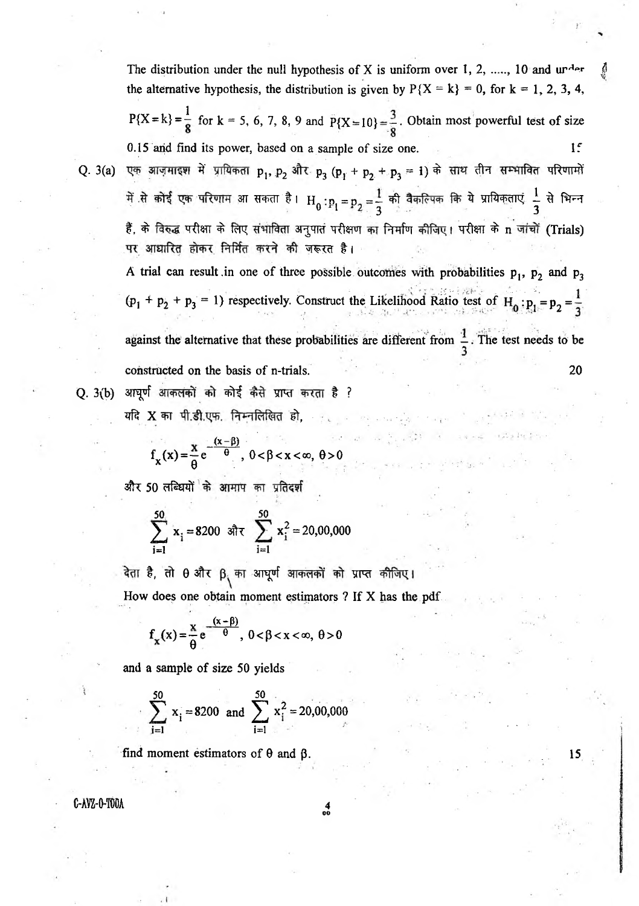The distribution under the null hypothesis of X is uniform over 1, 2, ....., 10 and under the alternative hypothesis, the distribution is given by $P\{X = k\} = 0$, for k = 1, 2, 3, 4, $P\{X = k\} = \frac{1}{8}$ for k = 5, 6, 7, 8, 9 and $P\{X = 10\} = \frac{3}{8}$. Obtain most powerful test of size 0.15 and find its power, based on a sample of size one. 15

Q. 3(a) एक आज़माइश में प्रायिकता $p_1$, $p_2$ और $p_3$ $(p_1 + p_2 + p_3 = 1)$ के साथ तीन सम्भावित परिणामों में से कोई एक परिणाम आ सकता है। $H_0 : p_1 = p_2 = \frac{1}{3}$ की वैकल्पिक कि ये प्रायिकताएं $\frac{1}{3}$ से भिन्न हैं, के विरुद्ध परीक्षा के लिए संभाविता अनुपात परीक्षण का निर्माण कीजिए। परीक्षा के n जांचों (Trials) पर आधारित होकर निर्मित करने की जरूरत है।

A trial can result in one of three possible outcomes with probabilities $p_1$, $p_2$ and $p_3$ $(p_1 + p_2 + p_3 = 1)$ respectively. Construct the Likelihood Ratio test of $H_0 : p_1 = p_2 = \frac{1}{3}$ against the alternative that these probabilities are different from $\frac{1}{3}$. The test needs to be constructed on the basis of n-trials. 20

Q. 3(b) आघूर्ण आकलकों को कोई कैसे प्राप्त करता है ?

यदि X का पी.डी.एफ. निम्नलिखित हो,

$$f_X(x) = \frac{x}{\theta} e^{-\frac{(x-\beta)}{\theta}}, \; 0 < \beta < x < \infty, \; \theta > 0$$

और 50 लब्धियों के आमाप का प्रतिदर्श

$$\sum_{i=1}^{50} x_i = 8200 \text{ और } \sum_{i=1}^{50} x_i^2 = 20,00,000$$

देता है, तो θ और β का आघूर्ण आकलकों को प्राप्त कीजिए।

How does one obtain moment estimators ? If X has the pdf

$$f_X(x) = \frac{x}{\theta} e^{-\frac{(x-\beta)}{\theta}}, \; 0 < \beta < x < \infty, \; \theta > 0$$

and a sample of size 50 yields

$$\sum_{i=1}^{50} x_i = 8200 \text{ and } \sum_{i=1}^{50} x_i^2 = 20,00,000$$

find moment estimators of θ and β. 15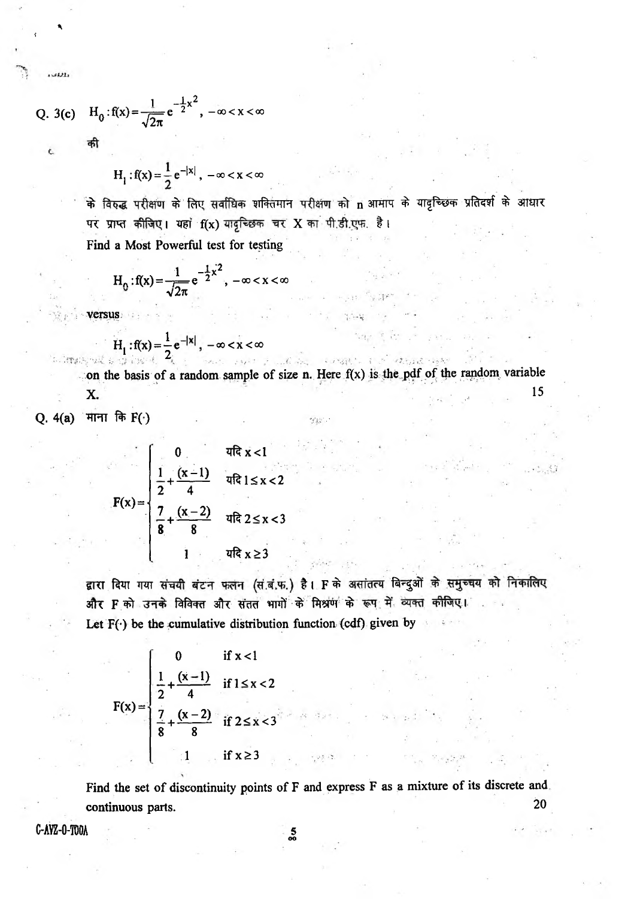Q. 3(c) $H_0 : f(x) = \frac{1}{\sqrt{2\pi}} e^{-\frac{1}{2}x^2}$ , $-\infty < x < \infty$

की

$$H_1 : f(x) = \frac{1}{2} e^{-|x|} , \ -\infty < x < \infty$$

के विरुद्ध परीक्षण के लिए सर्वाधिक शक्तिमान परीक्षण को n आमाप के यादृच्छिक प्रतिदर्श के आधार पर प्राप्त कीजिए। यहां f(x) यादृच्छिक चर X का पी.डी.एफ. है।

Find a Most Powerful test for testing

$$H_0 : f(x) = \frac{1}{\sqrt{2\pi}} e^{-\frac{1}{2}x^2} , \ -\infty < x < \infty$$

versus

$$H_1 : f(x) = \frac{1}{2} e^{-|x|} , \ -\infty < x < \infty$$

on the basis of a random sample of size n. Here f(x) is the pdf of the random variable X. 15

Q. 4(a) माना कि F(·)

$$F(x) = \begin{cases} 0 & \text{यदि } x < 1 \\ \frac{1}{2} + \frac{(x-1)}{4} & \text{यदि } 1 \le x < 2 \\ \frac{7}{8} + \frac{(x-2)}{8} & \text{यदि } 2 \le x < 3 \\ 1 & \text{यदि } x \ge 3 \end{cases}$$

द्वारा दिया गया संचयी बंटन फलन (सं.बं.फ.) है। F के असांतत्य बिन्दुओं के समुच्चय को निकालिए और F को उनके विविक्त और संतत भागों के मिश्रण के रूप में व्यक्त कीजिए।

Let F(·) be the cumulative distribution function (cdf) given by

$$F(x) = \begin{cases} 0 & \text{if } x < 1 \\ \frac{1}{2} + \frac{(x-1)}{4} & \text{if } 1 \le x < 2 \\ \frac{7}{8} + \frac{(x-2)}{8} & \text{if } 2 \le x < 3 \\ 1 & \text{if } x \ge 3 \end{cases}$$

Find the set of discontinuity points of F and express F as a mixture of its discrete and continuous parts. 20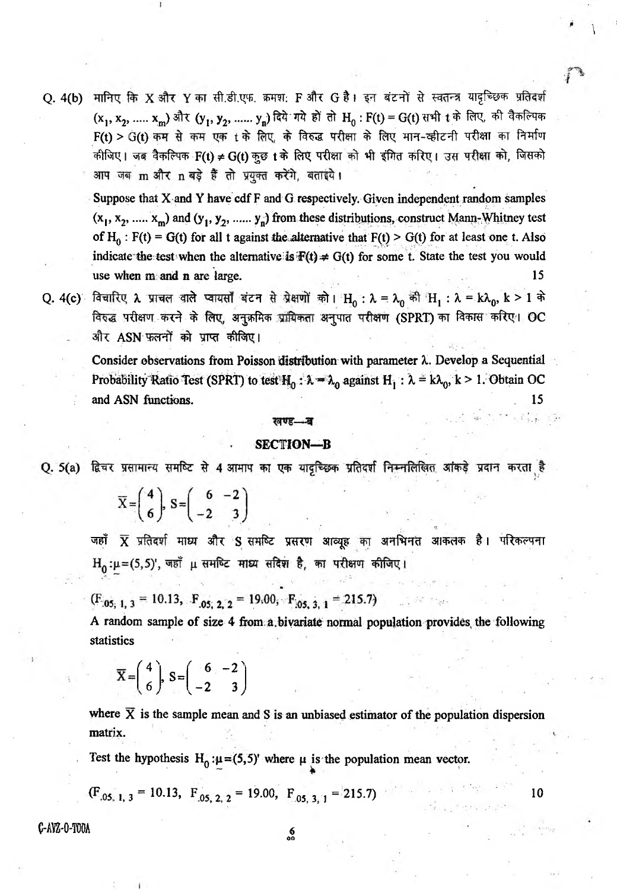Q. 4(b) मानिए कि X और Y का सी.डी.एफ. क्रमश: F और G है। इन बंटनों से स्वतन्त्र यादृच्छिक प्रतिदर्श $(x_1, x_2, \ldots x_m)$ और $(y_1, y_2, \ldots y_n)$ दिये गये हों तो $H_0 : F(t) = G(t)$ सभी t के लिए, की वैकल्पिक $F(t) > G(t)$ कम से कम एक t के लिए, के विरुद्ध परीक्षा के लिए मान-व्हीटनी परीक्षा का निर्माण कीजिए। जब वैकल्पिक $F(t) \neq G(t)$ कुछ t के लिए परीक्षा को भी इंगित करिए। उस परीक्षा को, जिसको आप जब m और n बड़े हैं तो प्रयुक्त करेंगे, बताइये।

Suppose that X and Y have cdf F and G respectively. Given independent random samples $(x_1, x_2, \ldots x_m)$ and $(y_1, y_2, \ldots y_n)$ from these distributions, construct Mann-Whitney test of $H_0 : F(t) = G(t)$ for all t against the alternative that $F(t) > G(t)$ for at least one t. Also indicate the test when the alternative is $F(t) \neq G(t)$ for some t. State the test you would use when m and n are large. 15

Q. 4(c) विचारिए $\lambda$ प्राचल वाले प्वायसाँ बंटन से प्रेक्षणों को। $H_0 : \lambda = \lambda_0$ की $H_1 : \lambda = k\lambda_0, k > 1$ के विरुद्ध परीक्षण करने के लिए, अनुक्रमिक प्रायिकता अनुपात परीक्षण (SPRT) का विकास करिए। OC और ASN फलनों को प्राप्त कीजिए।

Consider observations from Poisson distribution with parameter $\lambda$. Develop a Sequential Probability Ratio Test (SPRT) to test $H_0 : \lambda = \lambda_0$ against $H_1 : \lambda = k\lambda_0, k > 1$. Obtain OC and ASN functions. 15

## खण्ड—ब

## SECTION—B

Q. 5(a) द्विचर प्रसामान्य समष्टि से 4 आमाप का एक यादृच्छिक प्रतिदर्श निम्नलिखित आंकड़े प्रदान करता है

$$\overline{X} = \begin{pmatrix} 4 \\ 6 \end{pmatrix}, S = \begin{pmatrix} 6 & -2 \\ -2 & 3 \end{pmatrix}$$

जहाँ $\overline{X}$ प्रतिदर्श माध्य और S समष्टि प्रसरण आव्यूह का अनभिनत आकलक है। परिकल्पना $H_0 : \underset{\sim}{\mu} = (5, 5)'$, जहाँ $\mu$ समष्टि माध्य सदिश है, का परीक्षण कीजिए।

$(F_{.05;\, 1,\, 3} = 10.13,\ F_{.05;\, 2,\, 2} = 19.00,\ F_{.05;\, 3,\, 1} = 215.7)$

A random sample of size 4 from a bivariate normal population provides the following statistics

$$\overline{X} = \begin{pmatrix} 4 \\ 6 \end{pmatrix}, S = \begin{pmatrix} 6 & -2 \\ -2 & 3 \end{pmatrix}$$

where $\overline{X}$ is the sample mean and S is an unbiased estimator of the population dispersion matrix.

Test the hypothesis $H_0 : \underset{\sim}{\mu} = (5, 5)'$ where $\mu$ is the population mean vector.

$(F_{.05,\, 1,\, 3} = 10.13,\ F_{.05,\, 2,\, 2} = 19.00,\ F_{.05,\, 3,\, 1} = 215.7)$ 10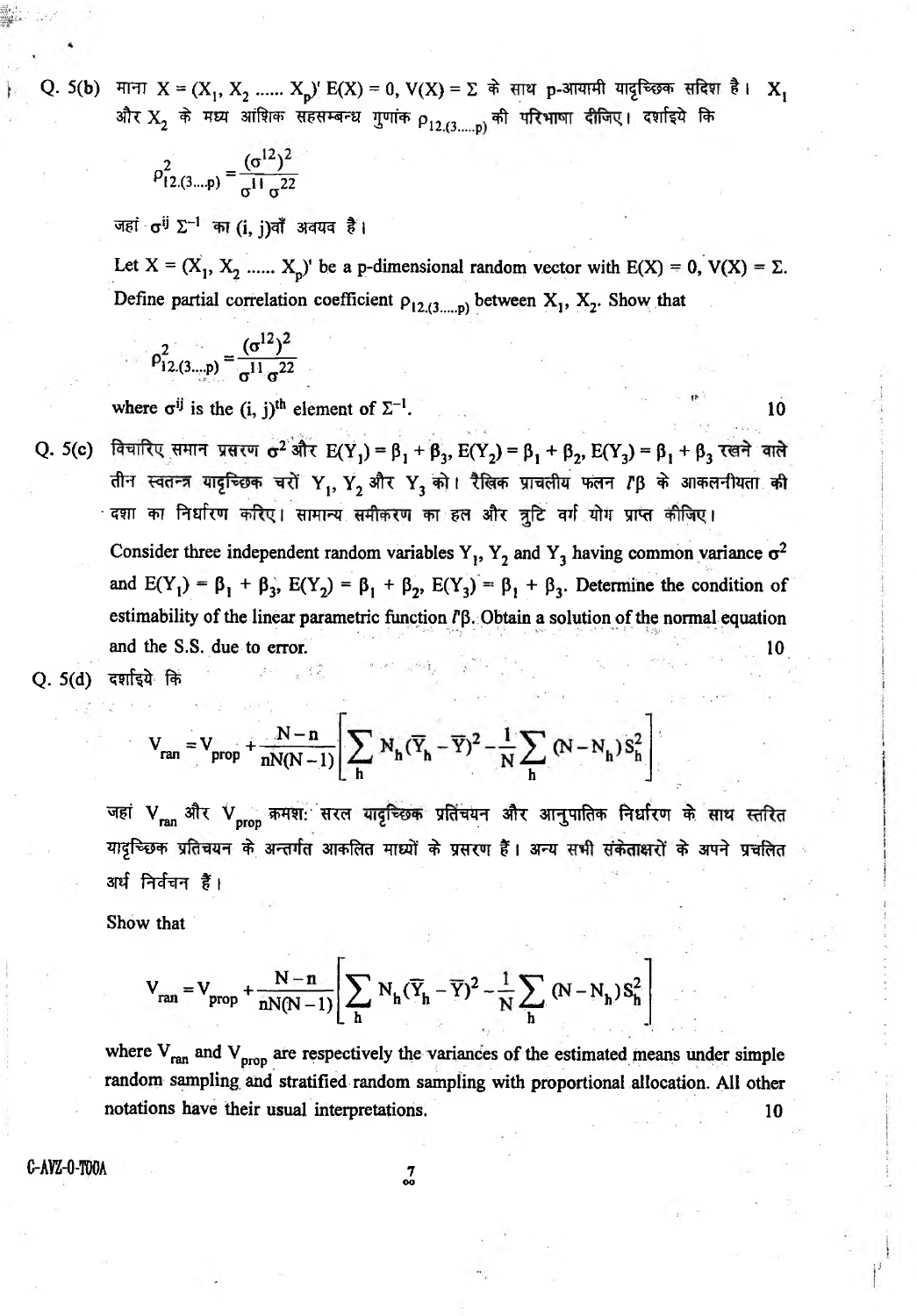Q. 5(b) माना $X = (X_1, X_2 \ldots\ldots X_p)'$ $E(X) = 0$, $V(X) = \Sigma$ के साथ p-आयामी यादृच्छिक सदिश है। $X_1$ और $X_2$ के मध्य आंशिक सहसम्बन्ध गुणांक $\rho_{12.(3\ldots\ldots p)}$ की परिभाषा दीजिए। दर्शाइये कि

$$\rho^2_{12.(3\ldots p)} = \frac{(\sigma^{12})^2}{\sigma^{11}\sigma^{22}}$$

जहां $\sigma^{ij}$ $\Sigma^{-1}$ का (i, j)वाँ अवयव है।

Let $X = (X_1, X_2 \ldots\ldots X_p)'$ be a p-dimensional random vector with $E(X) = 0$, $V(X) = \Sigma$. Define partial correlation coefficient $\rho_{12.(3\ldots\ldots p)}$ between $X_1$, $X_2$. Show that

$$\rho^2_{12.(3\ldots p)} = \frac{(\sigma^{12})^2}{\sigma^{11}\sigma^{22}}$$

where $\sigma^{ij}$ is the $(i, j)^{th}$ element of $\Sigma^{-1}$. 10

Q. 5(c) विचारिए समान प्रसरण $\sigma^2$ और $E(Y_1) = \beta_1 + \beta_3$, $E(Y_2) = \beta_1 + \beta_2$, $E(Y_3) = \beta_1 + \beta_3$ रखने वाले तीन स्वतन्त्र यादृच्छिक चरों $Y_1$, $Y_2$ और $Y_3$ को। रैखिक प्राचलीय फलन $l'\beta$ के आकलनीयता की दशा का निर्धारण करिए। सामान्य समीकरण का हल और त्रुटि वर्ग योग प्राप्त कीजिए।

Consider three independent random variables $Y_1$, $Y_2$ and $Y_3$ having common variance $\sigma^2$ and $E(Y_1) = \beta_1 + \beta_3$, $E(Y_2) = \beta_1 + \beta_2$, $E(Y_3) = \beta_1 + \beta_3$. Determine the condition of estimability of the linear parametric function $l'\beta$. Obtain a solution of the normal equation and the S.S. due to error. 10

Q. 5(d) दर्शाइये कि

$$V_{ran} = V_{prop} + \frac{N-n}{nN(N-1)}\left[\sum_h N_h(\overline{Y}_h - \overline{Y})^2 - \frac{1}{N}\sum_h (N - N_h)S_h^2\right]$$

जहां $V_{ran}$ और $V_{prop}$ क्रमशः सरल यादृच्छिक प्रतिचयन और आनुपातिक निर्धारण के साथ स्तरित यादृच्छिक प्रतिचयन के अन्तर्गत आकलित माध्यों के प्रसरण हैं। अन्य सभी संकेताक्षरों के अपने प्रचलित अर्थ निर्वचन हैं।

Show that

$$V_{ran} = V_{prop} + \frac{N-n}{nN(N-1)}\left[\sum_h N_h(\overline{Y}_h - \overline{Y})^2 - \frac{1}{N}\sum_h (N - N_h)S_h^2\right]$$

where $V_{ran}$ and $V_{prop}$ are respectively the variances of the estimated means under simple random sampling and stratified random sampling with proportional allocation. All other notations have their usual interpretations. 10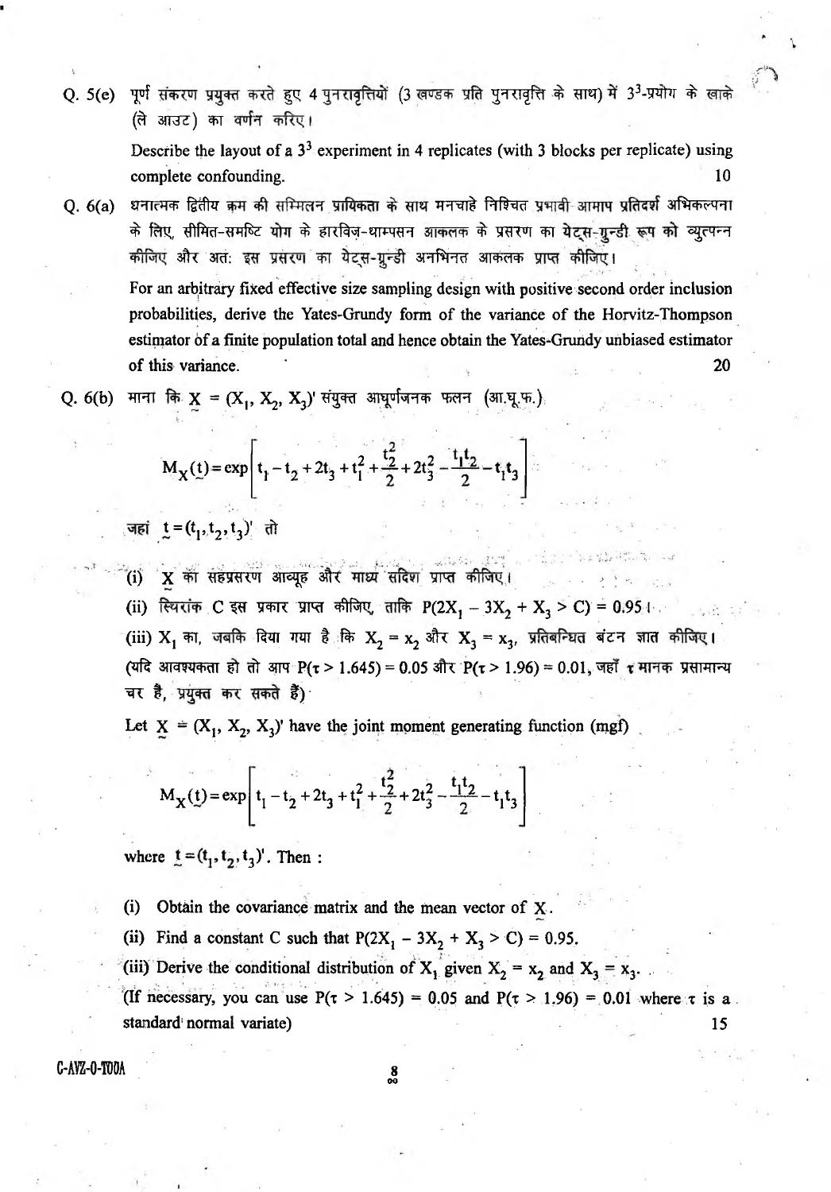Q. 5(e) पूर्ण संकरण प्रयुक्त करते हुए 4 पुनरावृत्तियों (3 खण्डक प्रति पुनरावृत्ति के साथ) में $3^3$-प्रयोग के खाके (ले आउट) का वर्णन करिए।

Describe the layout of a $3^3$ experiment in 4 replicates (with 3 blocks per replicate) using complete confounding. 10

Q. 6(a) धनात्मक द्वितीय क्रम की सम्मिलन प्रायिकता के साथ मनचाहे निश्चित प्रभावी आमाप प्रतिदर्श अभिकल्पना के लिए, सीमित-समष्टि योग के हारविज़-थाम्पसन आकलक के प्रसरण का येट्स-ग्रुन्डी रूप को व्युत्पन्न कीजिए और अतः इस प्रसरण का येट्स-ग्रुन्डी अनभिनत आकलक प्राप्त कीजिए।

For an arbitrary fixed effective size sampling design with positive second order inclusion probabilities, derive the Yates-Grundy form of the variance of the Horvitz-Thompson estimator of a finite population total and hence obtain the Yates-Grundy unbiased estimator of this variance. 20

Q. 6(b) माना कि $\underset{\sim}{X} = (X_1, X_2, X_3)'$ संयुक्त आघूर्णजनक फलन (आ.घू.फ.)

$$M_{\underset{\sim}{X}}(\underset{\sim}{t}) = \exp\left[t_1 - t_2 + 2t_3 + t_1^2 + \frac{t_2^2}{2} + 2t_3^2 - \frac{t_1 t_2}{2} - t_1 t_3\right]$$

जहां $\underset{\sim}{t} = (t_1, t_2, t_3)'$ तो

(i) $\underset{\sim}{X}$ का सहप्रसरण आव्यूह और माध्य सदिश प्राप्त कीजिए।

(ii) स्थिरांक C इस प्रकार प्राप्त कीजिए, ताकि $P(2X_1 - 3X_2 + X_3 > C) = 0.95$।

(iii) $X_1$ का, जबकि दिया गया है कि $X_2 = x_2$ और $X_3 = x_3$, प्रतिबन्धित बंटन ज्ञात कीजिए।

(यदि आवश्यकता हो तो आप $P(\tau > 1.645) = 0.05$ और $P(\tau > 1.96) = 0.01$, जहाँ $\tau$ मानक प्रसामान्य चर है, प्रयुक्त कर सकते हैं)

Let $\underset{\sim}{X} = (X_1, X_2, X_3)'$ have the joint moment generating function (mgf)

$$M_{\underset{\sim}{X}}(\underset{\sim}{t}) = \exp\left[t_1 - t_2 + 2t_3 + t_1^2 + \frac{t_2^2}{2} + 2t_3^2 - \frac{t_1 t_2}{2} - t_1 t_3\right]$$

where $\underset{\sim}{t} = (t_1, t_2, t_3)'$. Then :

(i) Obtain the covariance matrix and the mean vector of $\underset{\sim}{X}$.

(ii) Find a constant C such that $P(2X_1 - 3X_2 + X_3 > C) = 0.95$.

(iii) Derive the conditional distribution of $X_1$ given $X_2 = x_2$ and $X_3 = x_3$.

(If necessary, you can use $P(\tau > 1.645) = 0.05$ and $P(\tau > 1.96) = 0.01$ where $\tau$ is a standard normal variate) 15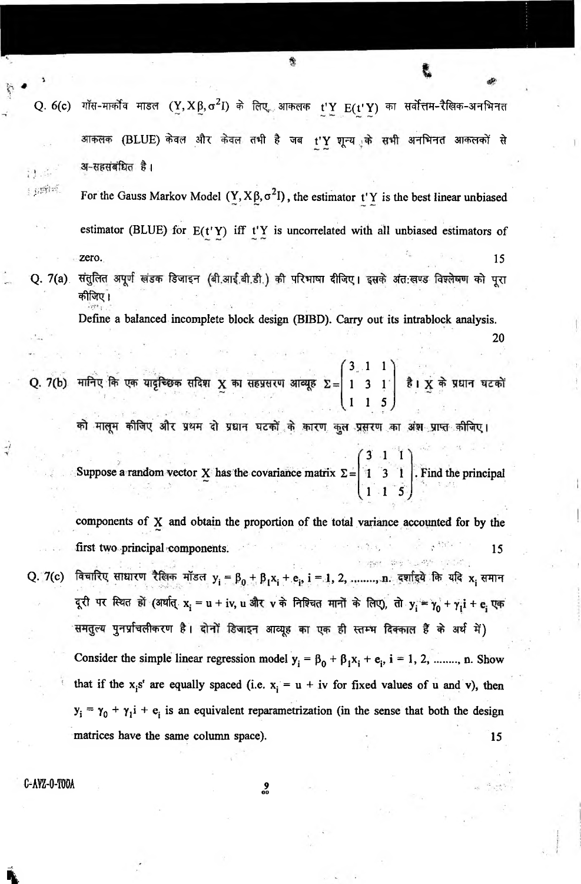**Q. 6(c)** गॉस-मार्कोव माडल $(\underset{\sim}{Y}, X\beta, \sigma^2 I)$ के लिए, आकलक $\underset{\sim}{t}'\underset{\sim}{Y}$ $E(\underset{\sim}{t}'\underset{\sim}{Y})$ का सर्वोत्तम-रैखिक-अनभिनत आकलक (BLUE) केवल और केवल तभी है जब $\underset{\sim}{t}'\underset{\sim}{Y}$ शून्य के सभी अनभिनत आकलकों से अ-सहसंबंधित है।

For the Gauss Markov Model $(\underset{\sim}{Y}, X\beta, \sigma^2 I)$, the estimator $\underset{\sim}{t}'\underset{\sim}{Y}$ is the best linear unbiased estimator (BLUE) for $E(\underset{\sim}{t}'\underset{\sim}{Y})$ iff $\underset{\sim}{t}'\underset{\sim}{Y}$ is uncorrelated with all unbiased estimators of zero. 15

**Q. 7(a)** संतुलित अपूर्ण खंडक डिजाइन (बी.आई.बी.डी.) की परिभाषा दीजिए। इसके अंत:खण्ड विश्लेषण को पूरा कीजिए।

Define a balanced incomplete block design (BIBD). Carry out its intrablock analysis. 20

**Q. 7(b)** मानिए कि एक यादृच्छिक सदिश $\underset{\sim}{X}$ का सहप्रसरण आव्यूह $\Sigma = \begin{pmatrix} 3 & 1 & 1 \\ 1 & 3 & 1 \\ 1 & 1 & 5 \end{pmatrix}$ है। $\underset{\sim}{X}$ के प्रधान घटकों को मालूम कीजिए और प्रथम दो प्रधान घटकों के कारण कुल प्रसरण का अंश प्राप्त कीजिए।

Suppose a random vector $\underset{\sim}{X}$ has the covariance matrix $\Sigma = \begin{pmatrix} 3 & 1 & 1 \\ 1 & 3 & 1 \\ 1 & 1 & 5 \end{pmatrix}$. Find the principal components of $\underset{\sim}{X}$ and obtain the proportion of the total variance accounted for by the first two principal components. 15

**Q. 7(c)** विचारिए साधारण रैखिक मॉडल $y_i = \beta_0 + \beta_1 x_i + e_i$, $i = 1, 2, \ldots\ldots, n$. दर्शाइये कि यदि $x_i$ समान दूरी पर स्थित हों (अर्थात् $x_i = u + iv$, u और v के निश्चित मानों के लिए), तो $y_i = \gamma_0 + \gamma_1 i + e_i$ एक समतुल्य पुनर्प्राचलीकरण है। दोनों डिजाइन आव्यूह का एक ही स्तम्भ दिक्काल हैं के अर्थ में)

Consider the simple linear regression model $y_i = \beta_0 + \beta_1 x_i + e_i$, $i = 1, 2, \ldots\ldots, n$. Show that if the $x_i$s' are equally spaced (i.e. $x_i = u + iv$ for fixed values of u and v), then $y_i = \gamma_0 + \gamma_1 i + e_i$ is an equivalent reparametrization (in the sense that both the design matrices have the same column space). 15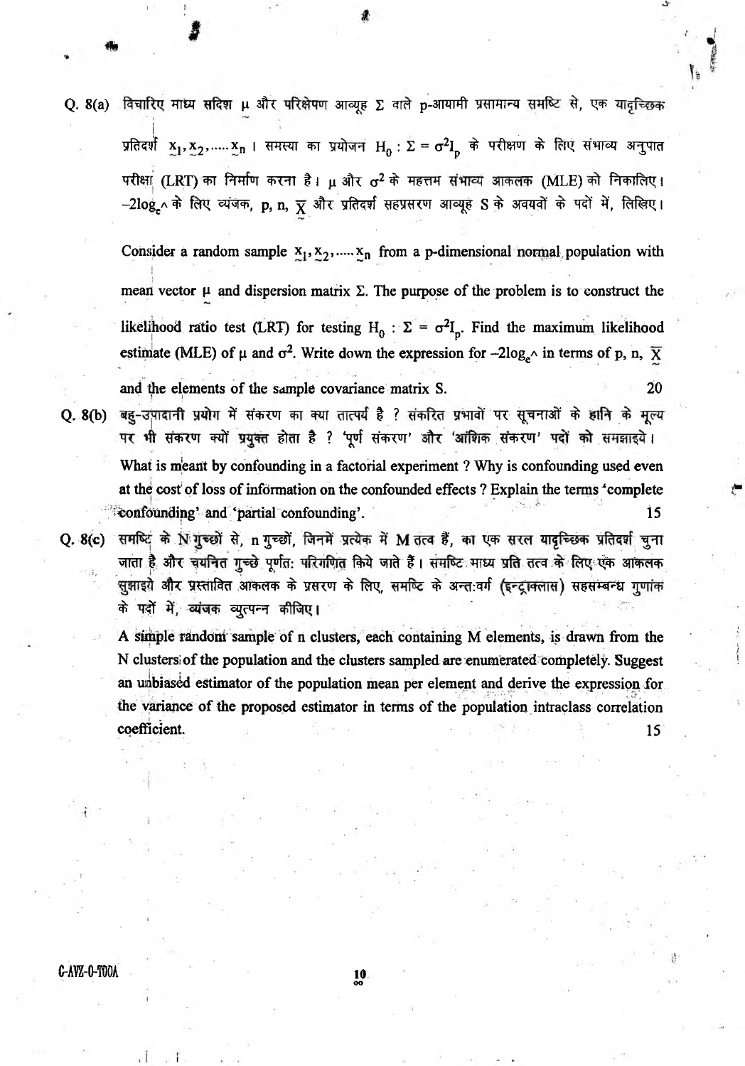Q. 8(a) विचारिए माध्य सदिश $\underset{\sim}{\mu}$ और परिक्षेपण आव्यूह $\Sigma$ वाले p-आयामी प्रसामान्य समष्टि से, एक यादृच्छिक प्रतिदर्श $\underset{\sim}{x}_1, \underset{\sim}{x}_2, \ldots \underset{\sim}{x}_n$ । समस्या का प्रयोजन $H_0 : \Sigma = \sigma^2 I_p$ के परीक्षण के लिए संभाव्य अनुपात परीक्षा (LRT) का निर्माण करना है। $\mu$ और $\sigma^2$ के महत्तम संभाव्य आकलक (MLE) को निकालिए। $-2\log_e \wedge$ के लिए व्यंजक, p, n, $\underset{\sim}{\overline{x}}$ और प्रतिदर्श सहप्रसरण आव्यूह S के अवयवों के पदों में, लिखिए।

Consider a random sample $\underset{\sim}{x}_1, \underset{\sim}{x}_2, \ldots \underset{\sim}{x}_n$ from a p-dimensional normal population with mean vector $\underset{\sim}{\mu}$ and dispersion matrix $\Sigma$. The purpose of the problem is to construct the likelihood ratio test (LRT) for testing $H_0 : \Sigma = \sigma^2 I_p$. Find the maximum likelihood estimate (MLE) of $\mu$ and $\sigma^2$. Write down the expression for $-2\log_e \wedge$ in terms of p, n, $\underset{\sim}{\overline{X}}$ and the elements of the sample covariance matrix S. 20

Q. 8(b) बहु-उपादानी प्रयोग में संकरण का क्या तात्पर्य है ? संकरित प्रभावों पर सूचनाओं के हानि के मूल्य पर भी संकरण क्यों प्रयुक्त होता है ? 'पूर्ण संकरण' और 'आंशिक संकरण' पदों को समझाइये।

What is meant by confounding in a factorial experiment ? Why is confounding used even at the cost of loss of information on the confounded effects ? Explain the terms 'complete confounding' and 'partial confounding'. 15

Q. 8(c) समष्टि के N गुच्छों से, n गुच्छों, जिनमें प्रत्येक में M तत्व हैं, का एक सरल यादृच्छिक प्रतिदर्श चुना जाता है और चयनित गुच्छे पूर्णतः परिगणित किये जाते हैं। समष्टि माध्य प्रति तत्व के लिए एक आकलक सुझाइये और प्रस्तावित आकलक के प्रसरण के लिए, समष्टि के अन्तःवर्ग (इन्ट्राक्लास) सहसम्बन्ध गुणांक के पदों में, व्यंजक व्युत्पन्न कीजिए।

A simple random sample of n clusters, each containing M elements, is drawn from the N clusters of the population and the clusters sampled are enumerated completely. Suggest an unbiased estimator of the population mean per element and derive the expression for the variance of the proposed estimator in terms of the population intraclass correlation coefficient. 15